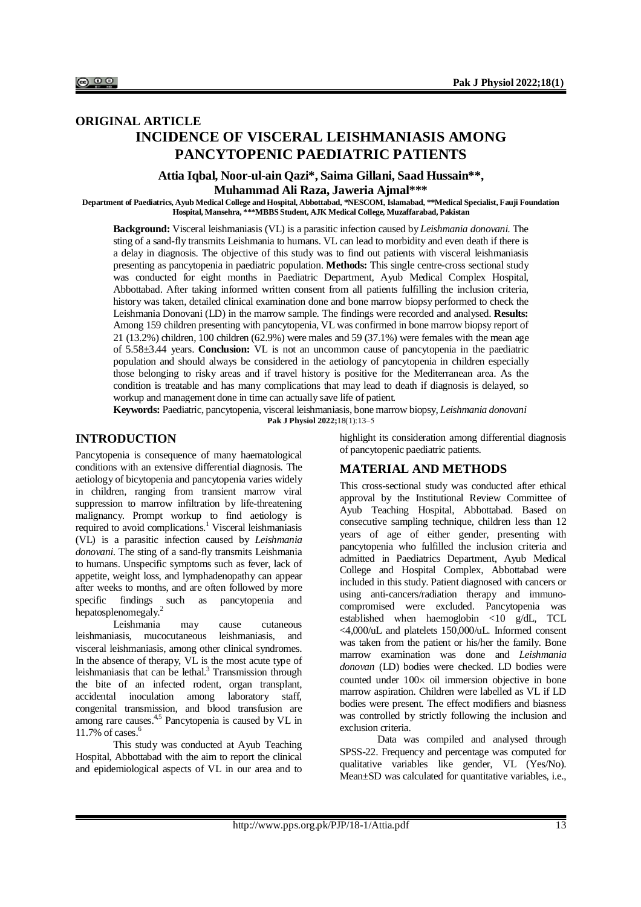## ORIGINAL ARTICLE

# INCIDENCE OF VISCERAL LEISHMANIASIS AMONG PANCYTOPENIC PAEDIATRIC PATIENTS

**Attia Iqbal, Noor-ul-ain Qazi\*, Saima Gillani, Saad Hussain\*\*, Muhammad Ali Raza, Jaweria Ajmal\*\*\***

**Department of Paediatrics, Ayub Medical College and Hospital, Abbottabad, \*NESCOM, Islamabad, \*\*Medical Specialist, Fauji Foundation Hospital, Mansehra, \*\*\*MBBS Student, AJK Medical College, Muzaffarabad, Pakistan**

**Background:** Visceral leishmaniasis (VL) is a parasitic infection caused by *Leishmania donovani.* The sting of a sand-fly transmits Leishmania to humans. VL can lead to morbidity and even death if there is a delay in diagnosis. The objective of this study was to find out patients with visceral leishmaniasis presenting as pancytopenia in paediatric population. **Methods:** This single centre-cross sectional study was conducted for eight months in Paediatric Department, Ayub Medical Complex Hospital, Abbottabad. After taking informed written consent from all patients fulfilling the inclusion criteria, history was taken, detailed clinical examination done and bone marrow biopsy performed to check the Leishmania Donovani (LD) in the marrow sample. The findings were recorded and analysed. **Results:** Among 159 children presenting with pancytopenia, VL was confirmed in bone marrow biopsy report of 21 (13.2%) children, 100 children (62.9%) were males and 59 (37.1%) were females with the mean age of 5.58±3.44 years. **Conclusion:** VL is not an uncommon cause of pancytopenia in the paediatric population and should always be considered in the aetiology of pancytopenia in children especially those belonging to risky areas and if travel history is positive for the Mediterranean area. As the condition is treatable and has many complications that may lead to death if diagnosis is delayed, so workup and management done in time can actually save life of patient.

**Keywords:** Paediatric, pancytopenia, visceral leishmaniasis, bone marrow biopsy, *Leishmania donovani*

**Pak J Physiol 2022;**18(1):13–5

## INTRODUCTION

Pancytopenia is consequence of many haematological conditions with an extensive differential diagnosis. The aetiology of bicytopenia and pancytopenia varies widely in children, ranging from transient marrow viral suppression to marrow infiltration by life-threatening malignancy. Prompt workup to find aetiology is required to avoid complications.[1] Visceral leishmaniasis (VL) is a parasitic infection caused by *Leishmania donovani.* The sting of a sand-fly transmits Leishmania to humans. Unspecific symptoms such as fever, lack of appetite, weight loss, and lymphadenopathy can appear after weeks to months, and are often followed by more specific findings such as pancytopenia and hepatosplenomegaly.[2]

Leishmania may cause cutaneous leishmaniasis, mucocutaneous leishmaniasis, and visceral leishmaniasis, among other clinical syndromes. In the absence of therapy, VL is the most acute type of leishmaniasis that can be lethal.[3] Transmission through the bite of an infected rodent, organ transplant, accidental inoculation among laboratory staff, congenital transmission, and blood transfusion are among rare causes.[4,5] Pancytopenia is caused by VL in 11.7% of cases.[6]

This study was conducted at Ayub Teaching Hospital, Abbottabad with the aim to report the clinical and epidemiological aspects of VL in our area and to highlight its consideration among differential diagnosis of pancytopenic paediatric patients.

## MATERIAL AND METHODS

This cross-sectional study was conducted after ethical approval by the Institutional Review Committee of Ayub Teaching Hospital, Abbottabad. Based on consecutive sampling technique, children less than 12 years of age of either gender, presenting with pancytopenia who fulfilled the inclusion criteria and admitted in Paediatrics Department, Ayub Medical College and Hospital Complex, Abbottabad were included in this study. Patient diagnosed with cancers or using anti-cancers/radiation therapy and immuno-compromised were excluded. Pancytopenia was established when haemoglobin <10 g/dL, TCL <4,000/uL and platelets 150,000/uL. Informed consent was taken from the patient or his/her the family. Bone marrow examination was done and *Leishmania donovan* (LD) bodies were checked. LD bodies were counted under 100× oil immersion objective in bone marrow aspiration. Children were labelled as VL if LD bodies were present. The effect modifiers and biasness was controlled by strictly following the inclusion and exclusion criteria.

Data was compiled and analysed through SPSS-22. Frequency and percentage was computed for qualitative variables like gender, VL (Yes/No). Mean±SD was calculated for quantitative variables, i.e.,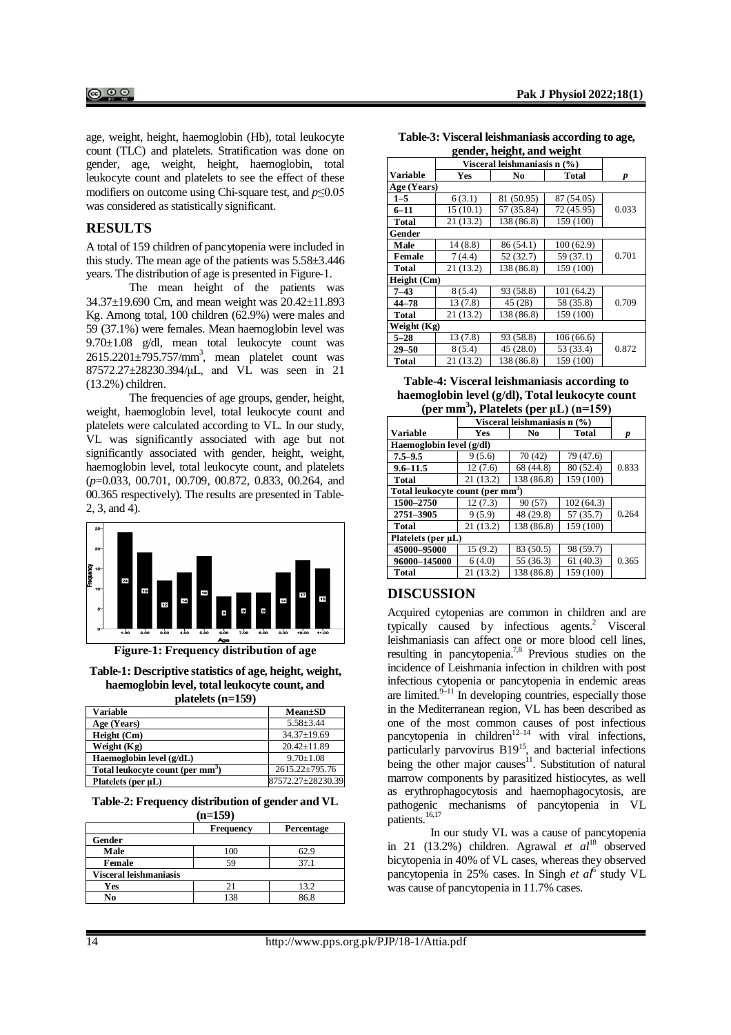age, weight, height, haemoglobin (Hb), total leukocyte count (TLC) and platelets. Stratification was done on gender, age, weight, height, haemoglobin, total leukocyte count and platelets to see the effect of these modifiers on outcome using Chi-square test, and $p \le 0.05$ was considered as statistically significant.

## RESULTS

A total of 159 children of pancytopenia were included in this study. The mean age of the patients was 5.58±3.446 years. The distribution of age is presented in Figure-1.

The mean height of the patients was 34.37±19.690 Cm, and mean weight was 20.42±11.893 Kg. Among total, 100 children (62.9%) were males and 59 (37.1%) were females. Mean haemoglobin level was 9.70±1.08 g/dl, mean total leukocyte count was 2615.2201±795.757/mm$^3$, mean platelet count was 87572.27±28230.394/µL, and VL was seen in 21 (13.2%) children.

The frequencies of age groups, gender, height, weight, haemoglobin level, total leukocyte count and platelets were calculated according to VL. In our study, VL was significantly associated with age but not significantly associated with gender, height, weight, haemoglobin level, total leukocyte count, and platelets ($p$=0.033, 00.701, 00.709, 00.872, 0.833, 00.264, and 00.365 respectively). The results are presented in Table-2, 3, and 4).

**Figure-1: Frequency distribution of age**

**Table-1: Descriptive statistics of age, height, weight, haemoglobin level, total leukocyte count, and platelets (n=159)**

| Variable | Mean±SD |
|---|---|
| Age (Years) | 5.58±3.44 |
| Height (Cm) | 34.37±19.69 |
| Weight (Kg) | 20.42±11.89 |
| Haemoglobin level (g/dL) | 9.70±1.08 |
| Total leukocyte count (per mm$^3$) | 2615.22±795.76 |
| Platelets (per µL) | 87572.27±28230.39 |

**Table-2: Frequency distribution of gender and VL (n=159)**

| | Frequency | Percentage |
|---|---|---|
| **Gender** | | |
| Male | 100 | 62.9 |
| Female | 59 | 37.1 |
| **Visceral leishmaniasis** | | |
| Yes | 21 | 13.2 |
| No | 138 | 86.8 |

**Table-3: Visceral leishmaniasis according to age, gender, height, and weight**

| | Visceral leishmaniasis n (%) | | | |
|---|---|---|---|---|
| **Variable** | **Yes** | **No** | **Total** | ***p*** |
| **Age (Years)** | | | | |
| 1–5 | 6 (3.1) | 81 (50.95) | 87 (54.05) | |
| 6–11 | 15 (10.1) | 57 (35.84) | 72 (45.95) | 0.033 |
| Total | 21 (13.2) | 138 (86.8) | 159 (100) | |
| **Gender** | | | | |
| Male | 14 (8.8) | 86 (54.1) | 100 (62.9) | |
| Female | 7 (4.4) | 52 (32.7) | 59 (37.1) | 0.701 |
| Total | 21 (13.2) | 138 (86.8) | 159 (100) | |
| **Height (Cm)** | | | | |
| 7–43 | 8 (5.4) | 93 (58.8) | 101 (64.2) | |
| 44–78 | 13 (7.8) | 45 (28) | 58 (35.8) | 0.709 |
| Total | 21 (13.2) | 138 (86.8) | 159 (100) | |
| **Weight (Kg)** | | | | |
| 5–28 | 13 (7.8) | 93 (58.8) | 106 (66.6) | |
| 29–50 | 8 (5.4) | 45 (28.0) | 53 (33.4) | 0.872 |
| Total | 21 (13.2) | 138 (86.8) | 159 (100) | |

**Table-4: Visceral leishmaniasis according to haemoglobin level (g/dl), Total leukocyte count (per mm$^3$), Platelets (per µL) (n=159)**

| | Visceral leishmaniasis n (%) | | | |
|---|---|---|---|---|
| **Variable** | **Yes** | **No** | **Total** | ***p*** |
| **Haemoglobin level (g/dl)** | | | | |
| 7.5–9.5 | 9 (5.6) | 70 (42) | 79 (47.6) | |
| 9.6–11.5 | 12 (7.6) | 68 (44.8) | 80 (52.4) | 0.833 |
| Total | 21 (13.2) | 138 (86.8) | 159 (100) | |
| **Total leukocyte count (per mm$^3$)** | | | | |
| 1500–2750 | 12 (7.3) | 90 (57) | 102 (64.3) | |
| 2751–3905 | 9 (5.9) | 48 (29.8) | 57 (35.7) | 0.264 |
| Total | 21 (13.2) | 138 (86.8) | 159 (100) | |
| **Platelets (per µL)** | | | | |
| 45000–95000 | 15 (9.2) | 83 (50.5) | 98 (59.7) | |
| 96000–145000 | 6 (4.0) | 55 (36.3) | 61 (40.3) | 0.365 |
| Total | 21 (13.2) | 138 (86.8) | 159 (100) | |

## DISCUSSION

Acquired cytopenias are common in children and are typically caused by infectious agents.[2] Visceral leishmaniasis can affect one or more blood cell lines, resulting in pancytopenia.[7,8] Previous studies on the incidence of Leishmania infection in children with post infectious cytopenia or pancytopenia in endemic areas are limited.[9–11] In developing countries, especially those in the Mediterranean region, VL has been described as one of the most common causes of post infectious pancytopenia in children[12–14] with viral infections, particularly parvovirus B19[15], and bacterial infections being the other major causes[11]. Substitution of natural marrow components by parasitized histiocytes, as well as erythrophagocytosis and haemophagocytosis, are pathogenic mechanisms of pancytopenia in VL patients.[16,17]

In our study VL was a cause of pancytopenia in 21 (13.2%) children. Agrawal *et al*[18] observed bicytopenia in 40% of VL cases, whereas they observed pancytopenia in 25% cases. In Singh *et al*[6] study VL was cause of pancytopenia in 11.7% cases.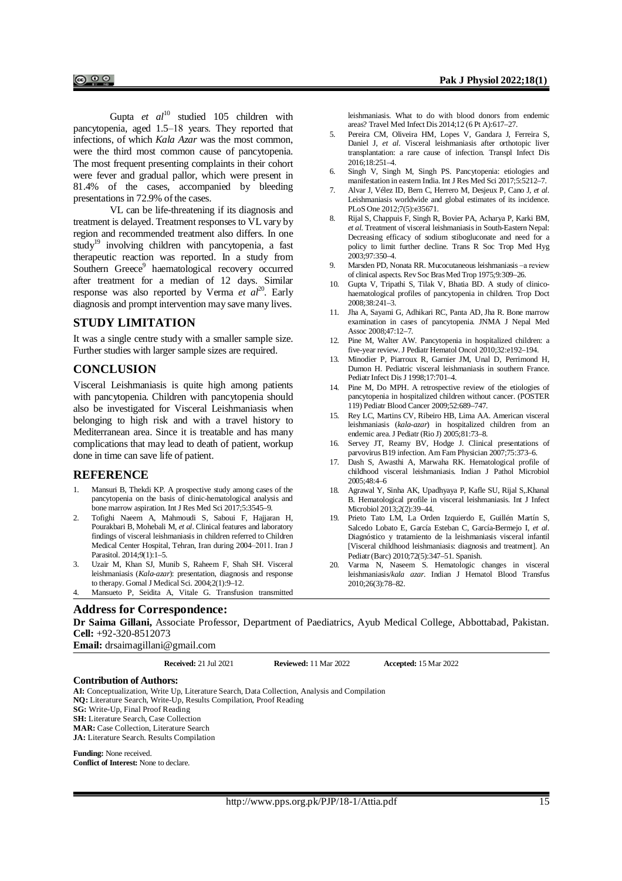Gupta *et al*[10] studied 105 children with pancytopenia, aged 1.5–18 years. They reported that infections, of which *Kala Azar* was the most common, were the third most common cause of pancytopenia. The most frequent presenting complaints in their cohort were fever and gradual pallor, which were present in 81.4% of the cases, accompanied by bleeding presentations in 72.9% of the cases.

VL can be life-threatening if its diagnosis and treatment is delayed. Treatment responses to VL vary by region and recommended treatment also differs. In one study[19] involving children with pancytopenia, a fast therapeutic reaction was reported. In a study from Southern Greece[9] haematological recovery occurred after treatment for a median of 12 days. Similar response was also reported by Verma *et al*[20]. Early diagnosis and prompt intervention may save many lives.

## STUDY LIMITATION

It was a single centre study with a smaller sample size. Further studies with larger sample sizes are required.

## CONCLUSION

Visceral Leishmaniasis is quite high among patients with pancytopenia. Children with pancytopenia should also be investigated for Visceral Leishmaniasis when belonging to high risk and with a travel history to Mediterranean area. Since it is treatable and has many complications that may lead to death of patient, workup done in time can save life of patient.

## REFERENCE

1. Mansuri B, Thekdi KP. A prospective study among cases of the pancytopenia on the basis of clinic-hematological analysis and bone marrow aspiration. Int J Res Med Sci 2017;5:3545–9.
2. Tofighi Naeem A, Mahmoudi S, Saboui F, Hajjaran H, Pourakbari B, Mohebali M, *et al*. Clinical features and laboratory findings of visceral leishmaniasis in children referred to Children Medical Center Hospital, Tehran, Iran during 2004–2011. Iran J Parasitol. 2014;9(1):1–5.
3. Uzair M, Khan SJ, Munib S, Raheem F, Shah SH. Visceral leishmaniasis (*Kala-azar*): presentation, diagnosis and response to therapy. Gomal J Medical Sci. 2004;2(1):9–12.
4. Mansueto P, Seidita A, Vitale G. Transfusion transmitted leishmaniasis. What to do with blood donors from endemic areas? Travel Med Infect Dis 2014;12 (6 Pt A):617–27.
5. Pereira CM, Oliveira HM, Lopes V, Gandara J, Ferreira S, Daniel J, *et al*. Visceral leishmaniasis after orthotopic liver transplantation: a rare cause of infection. Transpl Infect Dis 2016;18:251–4.
6. Singh V, Singh M, Singh PS. Pancytopenia: etiologies and manifestation in eastern India. Int J Res Med Sci 2017;5:5212–7.
7. Alvar J, Vélez ID, Bern C, Herrero M, Desjeux P, Cano J, *et al*. Leishmaniasis worldwide and global estimates of its incidence. PLoS One 2012;7(5):e35671.
8. Rijal S, Chappuis F, Singh R, Bovier PA, Acharya P, Karki BM, *et al*. Treatment of visceral leishmaniasis in South-Eastern Nepal: Decreasing efficacy of sodium stibogluconate and need for a policy to limit further decline. Trans R Soc Trop Med Hyg 2003;97:350–4.
9. Marsden PD, Nonata RR. Mucocutaneous leishmaniasis –a review of clinical aspects. Rev Soc Bras Med Trop 1975;9:309–26.
10. Gupta V, Tripathi S, Tilak V, Bhatia BD. A study of clinico-haematological profiles of pancytopenia in children. Trop Doct 2008;38:241–3.
11. Jha A, Sayami G, Adhikari RC, Panta AD, Jha R. Bone marrow examination in cases of pancytopenia. JNMA J Nepal Med Assoc 2008;47:12–7.
12. Pine M, Walter AW. Pancytopenia in hospitalized children: a five-year review. J Pediatr Hematol Oncol 2010;32:e192–194.
13. Minodier P, Piarroux R, Garnier JM, Unal D, Perrimond H, Dumon H. Pediatric visceral leishmaniasis in southern France. Pediatr Infect Dis J 1998;17:701–4.
14. Pine M, Do MPH. A retrospective review of the etiologies of pancytopenia in hospitalized children without cancer. (POSTER 119) Pediatr Blood Cancer 2009;52:689–747.
15. Rey LC, Martins CV, Ribeiro HB, Lima AA. American visceral leishmaniasis (*kala-azar*) in hospitalized children from an endemic area. J Pediatr (Rio J) 2005;81:73–8.
16. Servey JT, Reamy BV, Hodge J. Clinical presentations of parvovirus B19 infection. Am Fam Physician 2007;75:373–6.
17. Dash S, Awasthi A, Marwaha RK. Hematological profile of childhood visceral leishmaniasis. Indian J Pathol Microbiol 2005;48:4–6
18. Agrawal Y, Sinha AK, Upadhyaya P, Kafle SU, Rijal S,.Khanal B. Hematological profile in visceral leishmaniasis. Int J Infect Microbiol 2013;2(2):39–44.
19. Prieto Tato LM, La Orden Izquierdo E, Guillén Martín S, Salcedo Lobato E, García Esteban C, García-Bermejo I, *et al*. Diagnóstico y tratamiento de la leishmaniasis visceral infantil [Visceral childhood leishmaniasis: diagnosis and treatment]. An Pediatr (Barc) 2010;72(5):347–51. Spanish.
20. Varma N, Naseem S. Hematologic changes in visceral leishmaniasis/*kala azar*. Indian J Hematol Blood Transfus 2010;26(3):78–82.

### Address for Correspondence:

**Dr Saima Gillani,** Associate Professor, Department of Paediatrics, Ayub Medical College, Abbottabad, Pakistan. **Cell:** +92-320-8512073
**Email:** drsaimagillani@gmail.com

**Received:** 21 Jul 2021 **Reviewed:** 11 Mar 2022 **Accepted:** 15 Mar 2022

**Contribution of Authors:**

**AI:** Conceptualization, Write Up, Literature Search, Data Collection, Analysis and Compilation
**NQ:** Literature Search, Write-Up, Results Compilation, Proof Reading
**SG:** Write-Up, Final Proof Reading
**SH:** Literature Search, Case Collection
**MAR:** Case Collection, Literature Search
**JA:** Literature Search. Results Compilation

**Funding:** None received.
**Conflict of Interest:** None to declare.